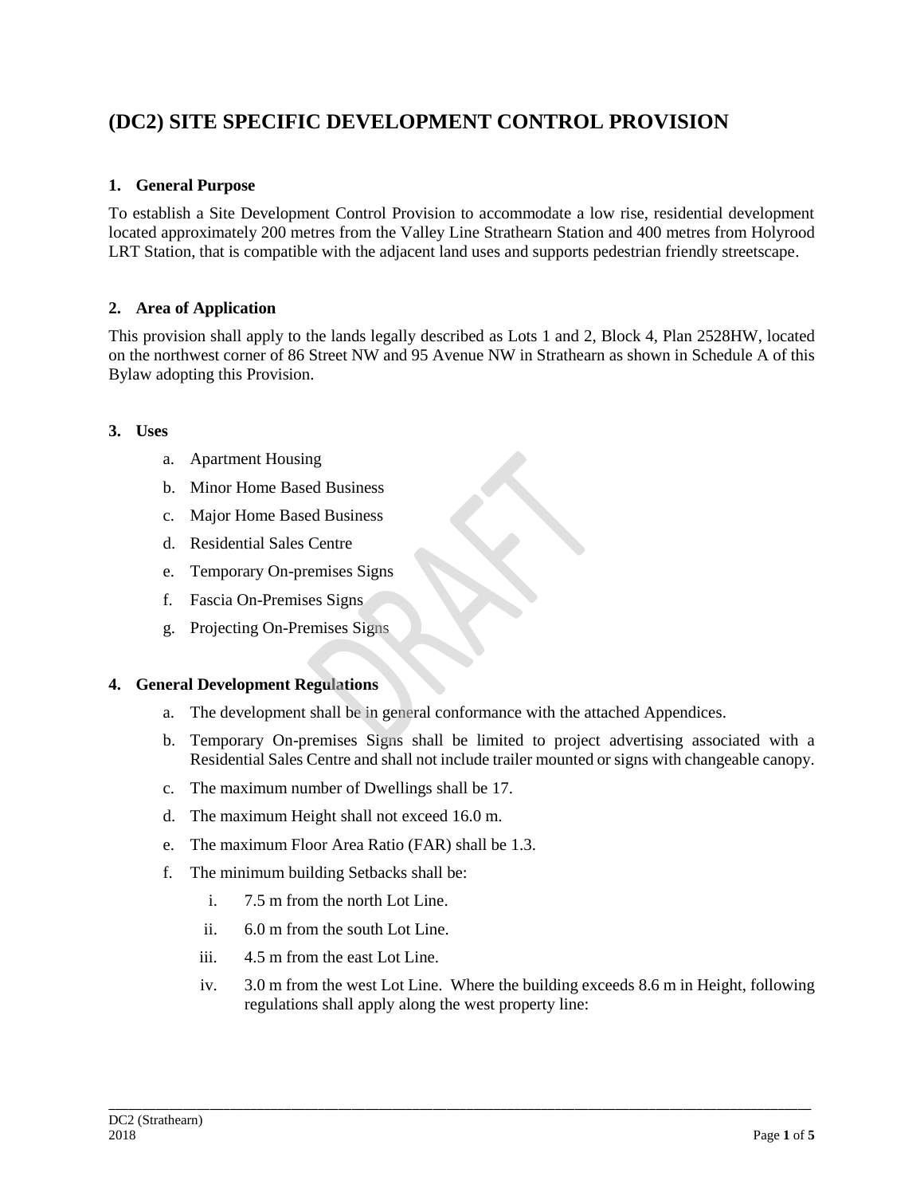# (DC2) SITE SPECIFIC DEVELOPMENT CONTROL PROVISION

## 1. General Purpose

To establish a Site Development Control Provision to accommodate a low rise, residential development located approximately 200 metres from the Valley Line Strathearn Station and 400 metres from Holyrood LRT Station, that is compatible with the adjacent land uses and supports pedestrian friendly streetscape.

## 2. Area of Application

This provision shall apply to the lands legally described as Lots 1 and 2, Block 4, Plan 2528HW, located on the northwest corner of 86 Street NW and 95 Avenue NW in Strathearn as shown in Schedule A of this Bylaw adopting this Provision.

## 3. Uses

a. Apartment Housing
b. Minor Home Based Business
c. Major Home Based Business
d. Residential Sales Centre
e. Temporary On-premises Signs
f. Fascia On-Premises Signs
g. Projecting On-Premises Signs

## 4. General Development Regulations

a. The development shall be in general conformance with the attached Appendices.

b. Temporary On-premises Signs shall be limited to project advertising associated with a Residential Sales Centre and shall not include trailer mounted or signs with changeable canopy.

c. The maximum number of Dwellings shall be 17.

d. The maximum Height shall not exceed 16.0 m.

e. The maximum Floor Area Ratio (FAR) shall be 1.3.

f. The minimum building Setbacks shall be:

   i. 7.5 m from the north Lot Line.

   ii. 6.0 m from the south Lot Line.

   iii. 4.5 m from the east Lot Line.

   iv. 3.0 m from the west Lot Line. Where the building exceeds 8.6 m in Height, following regulations shall apply along the west property line: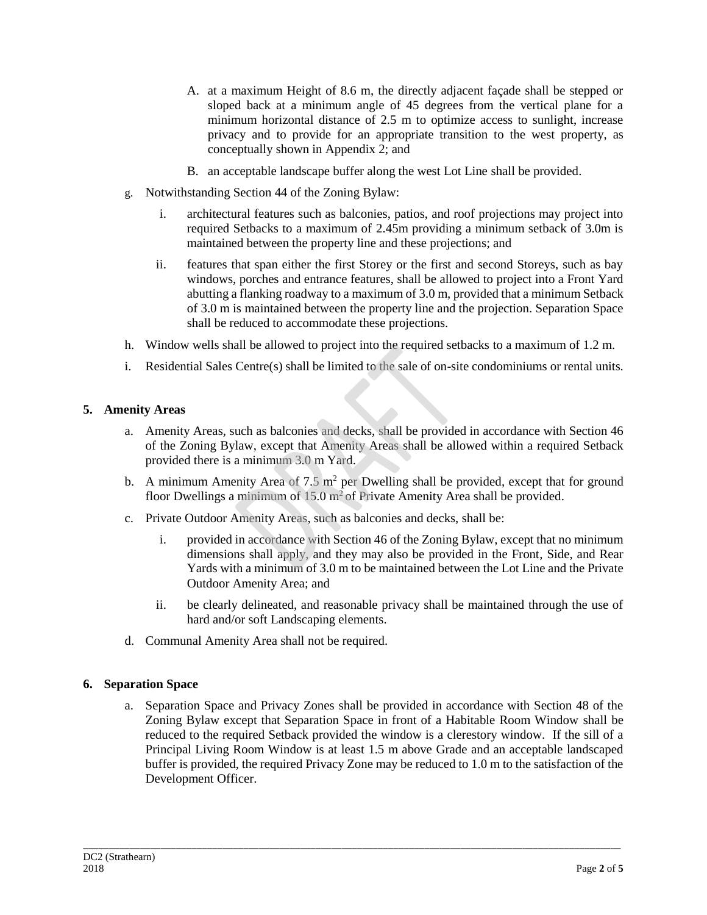A. at a maximum Height of 8.6 m, the directly adjacent façade shall be stepped or sloped back at a minimum angle of 45 degrees from the vertical plane for a minimum horizontal distance of 2.5 m to optimize access to sunlight, increase privacy and to provide for an appropriate transition to the west property, as conceptually shown in Appendix 2; and

B. an acceptable landscape buffer along the west Lot Line shall be provided.

g. Notwithstanding Section 44 of the Zoning Bylaw:

   i. architectural features such as balconies, patios, and roof projections may project into required Setbacks to a maximum of 2.45m providing a minimum setback of 3.0m is maintained between the property line and these projections; and

   ii. features that span either the first Storey or the first and second Storeys, such as bay windows, porches and entrance features, shall be allowed to project into a Front Yard abutting a flanking roadway to a maximum of 3.0 m, provided that a minimum Setback of 3.0 m is maintained between the property line and the projection. Separation Space shall be reduced to accommodate these projections.

h. Window wells shall be allowed to project into the required setbacks to a maximum of 1.2 m.

i. Residential Sales Centre(s) shall be limited to the sale of on-site condominiums or rental units.

## 5. Amenity Areas

a. Amenity Areas, such as balconies and decks, shall be provided in accordance with Section 46 of the Zoning Bylaw, except that Amenity Areas shall be allowed within a required Setback provided there is a minimum 3.0 m Yard.

b. A minimum Amenity Area of 7.5 $m^2$ per Dwelling shall be provided, except that for ground floor Dwellings a minimum of 15.0 $m^2$ of Private Amenity Area shall be provided.

c. Private Outdoor Amenity Areas, such as balconies and decks, shall be:

   i. provided in accordance with Section 46 of the Zoning Bylaw, except that no minimum dimensions shall apply, and they may also be provided in the Front, Side, and Rear Yards with a minimum of 3.0 m to be maintained between the Lot Line and the Private Outdoor Amenity Area; and

   ii. be clearly delineated, and reasonable privacy shall be maintained through the use of hard and/or soft Landscaping elements.

d. Communal Amenity Area shall not be required.

## 6. Separation Space

a. Separation Space and Privacy Zones shall be provided in accordance with Section 48 of the Zoning Bylaw except that Separation Space in front of a Habitable Room Window shall be reduced to the required Setback provided the window is a clerestory window. If the sill of a Principal Living Room Window is at least 1.5 m above Grade and an acceptable landscaped buffer is provided, the required Privacy Zone may be reduced to 1.0 m to the satisfaction of the Development Officer.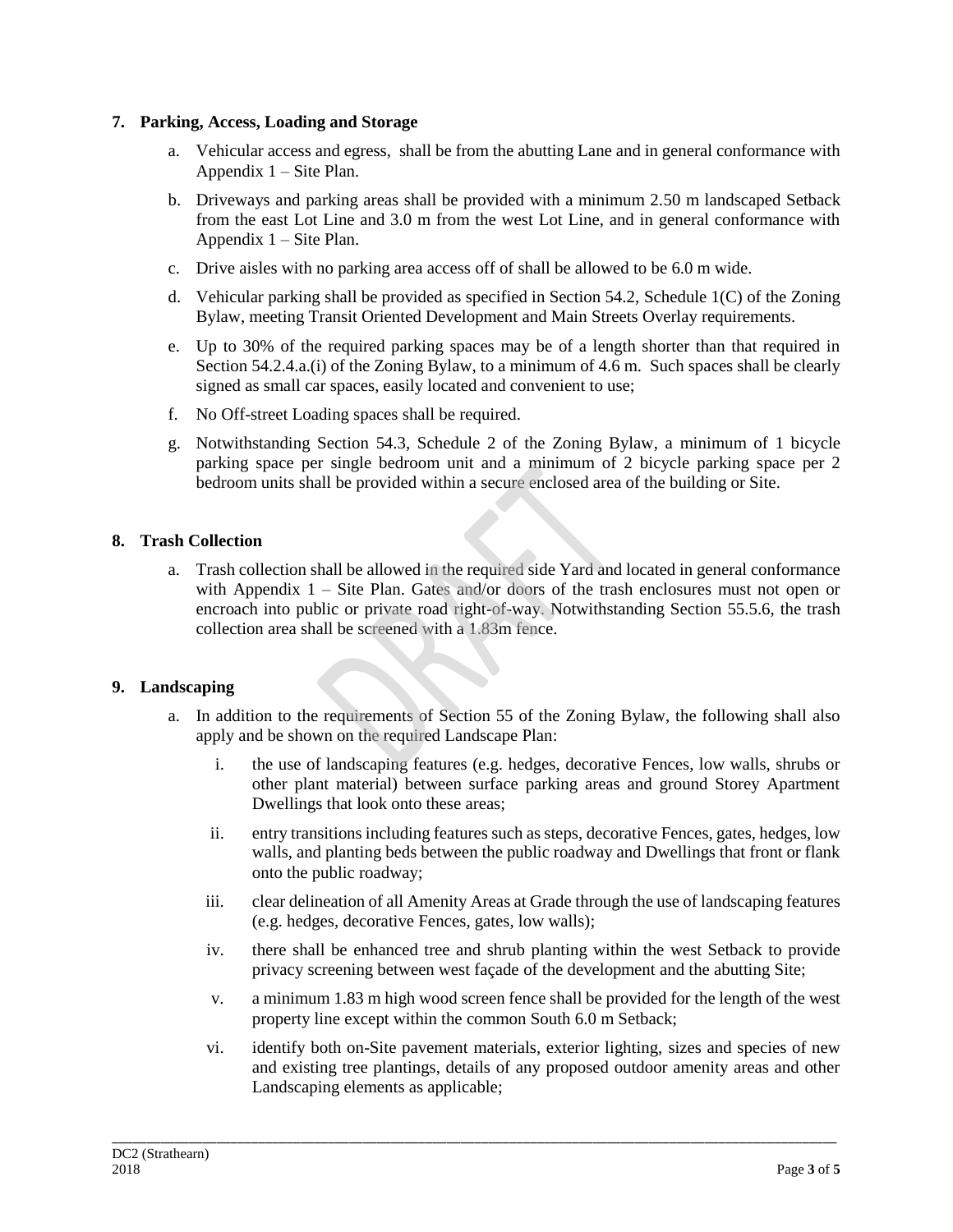**7. Parking, Access, Loading and Storage**

a. Vehicular access and egress, shall be from the abutting Lane and in general conformance with Appendix 1 – Site Plan.

b. Driveways and parking areas shall be provided with a minimum 2.50 m landscaped Setback from the east Lot Line and 3.0 m from the west Lot Line, and in general conformance with Appendix 1 – Site Plan.

c. Drive aisles with no parking area access off of shall be allowed to be 6.0 m wide.

d. Vehicular parking shall be provided as specified in Section 54.2, Schedule 1(C) of the Zoning Bylaw, meeting Transit Oriented Development and Main Streets Overlay requirements.

e. Up to 30% of the required parking spaces may be of a length shorter than that required in Section 54.2.4.a.(i) of the Zoning Bylaw, to a minimum of 4.6 m. Such spaces shall be clearly signed as small car spaces, easily located and convenient to use;

f. No Off-street Loading spaces shall be required.

g. Notwithstanding Section 54.3, Schedule 2 of the Zoning Bylaw, a minimum of 1 bicycle parking space per single bedroom unit and a minimum of 2 bicycle parking space per 2 bedroom units shall be provided within a secure enclosed area of the building or Site.

**8. Trash Collection**

a. Trash collection shall be allowed in the required side Yard and located in general conformance with Appendix 1 – Site Plan. Gates and/or doors of the trash enclosures must not open or encroach into public or private road right-of-way. Notwithstanding Section 55.5.6, the trash collection area shall be screened with a 1.83m fence.

**9. Landscaping**

a. In addition to the requirements of Section 55 of the Zoning Bylaw, the following shall also apply and be shown on the required Landscape Plan:

   i. the use of landscaping features (e.g. hedges, decorative Fences, low walls, shrubs or other plant material) between surface parking areas and ground Storey Apartment Dwellings that look onto these areas;

   ii. entry transitions including features such as steps, decorative Fences, gates, hedges, low walls, and planting beds between the public roadway and Dwellings that front or flank onto the public roadway;

   iii. clear delineation of all Amenity Areas at Grade through the use of landscaping features (e.g. hedges, decorative Fences, gates, low walls);

   iv. there shall be enhanced tree and shrub planting within the west Setback to provide privacy screening between west façade of the development and the abutting Site;

   v. a minimum 1.83 m high wood screen fence shall be provided for the length of the west property line except within the common South 6.0 m Setback;

   vi. identify both on-Site pavement materials, exterior lighting, sizes and species of new and existing tree plantings, details of any proposed outdoor amenity areas and other Landscaping elements as applicable;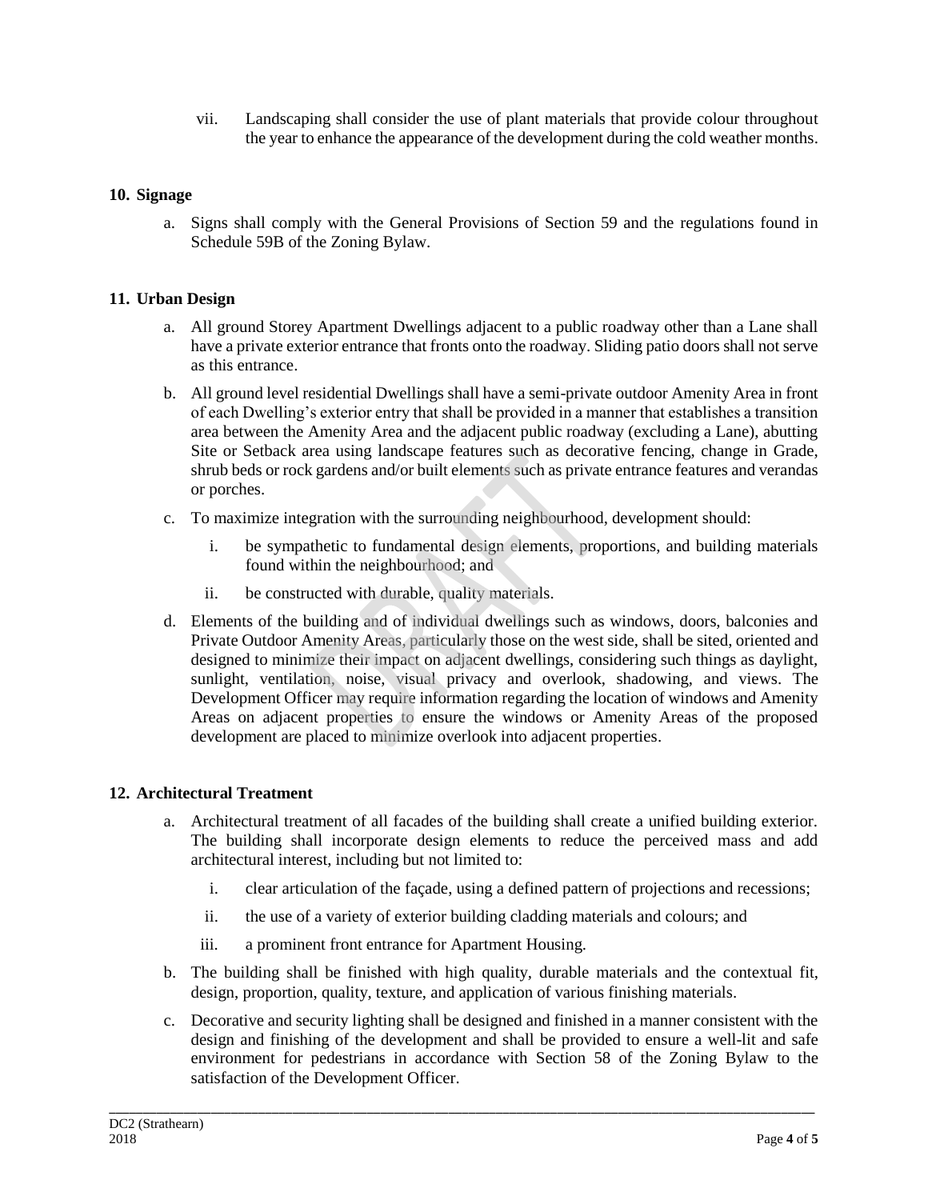vii. Landscaping shall consider the use of plant materials that provide colour throughout the year to enhance the appearance of the development during the cold weather months.

## 10. Signage

a. Signs shall comply with the General Provisions of Section 59 and the regulations found in Schedule 59B of the Zoning Bylaw.

## 11. Urban Design

a. All ground Storey Apartment Dwellings adjacent to a public roadway other than a Lane shall have a private exterior entrance that fronts onto the roadway. Sliding patio doors shall not serve as this entrance.

b. All ground level residential Dwellings shall have a semi-private outdoor Amenity Area in front of each Dwelling's exterior entry that shall be provided in a manner that establishes a transition area between the Amenity Area and the adjacent public roadway (excluding a Lane), abutting Site or Setback area using landscape features such as decorative fencing, change in Grade, shrub beds or rock gardens and/or built elements such as private entrance features and verandas or porches.

c. To maximize integration with the surrounding neighbourhood, development should:

   i. be sympathetic to fundamental design elements, proportions, and building materials found within the neighbourhood; and

   ii. be constructed with durable, quality materials.

d. Elements of the building and of individual dwellings such as windows, doors, balconies and Private Outdoor Amenity Areas, particularly those on the west side, shall be sited, oriented and designed to minimize their impact on adjacent dwellings, considering such things as daylight, sunlight, ventilation, noise, visual privacy and overlook, shadowing, and views. The Development Officer may require information regarding the location of windows and Amenity Areas on adjacent properties to ensure the windows or Amenity Areas of the proposed development are placed to minimize overlook into adjacent properties.

## 12. Architectural Treatment

a. Architectural treatment of all facades of the building shall create a unified building exterior. The building shall incorporate design elements to reduce the perceived mass and add architectural interest, including but not limited to:

   i. clear articulation of the façade, using a defined pattern of projections and recessions;

   ii. the use of a variety of exterior building cladding materials and colours; and

   iii. a prominent front entrance for Apartment Housing.

b. The building shall be finished with high quality, durable materials and the contextual fit, design, proportion, quality, texture, and application of various finishing materials.

c. Decorative and security lighting shall be designed and finished in a manner consistent with the design and finishing of the development and shall be provided to ensure a well-lit and safe environment for pedestrians in accordance with Section 58 of the Zoning Bylaw to the satisfaction of the Development Officer.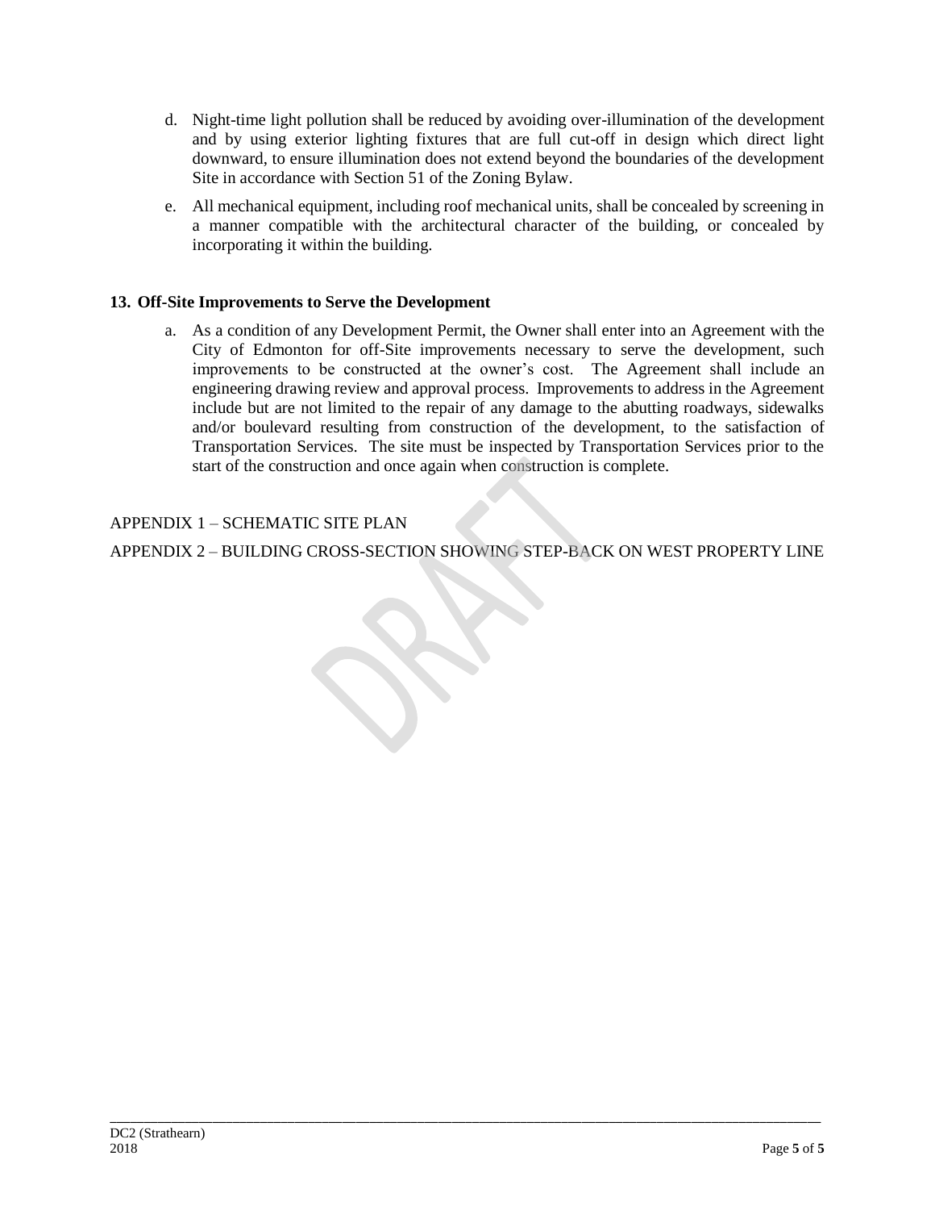d. Night-time light pollution shall be reduced by avoiding over-illumination of the development and by using exterior lighting fixtures that are full cut-off in design which direct light downward, to ensure illumination does not extend beyond the boundaries of the development Site in accordance with Section 51 of the Zoning Bylaw.

e. All mechanical equipment, including roof mechanical units, shall be concealed by screening in a manner compatible with the architectural character of the building, or concealed by incorporating it within the building.

### 13. Off-Site Improvements to Serve the Development

a. As a condition of any Development Permit, the Owner shall enter into an Agreement with the City of Edmonton for off-Site improvements necessary to serve the development, such improvements to be constructed at the owner's cost. The Agreement shall include an engineering drawing review and approval process. Improvements to address in the Agreement include but are not limited to the repair of any damage to the abutting roadways, sidewalks and/or boulevard resulting from construction of the development, to the satisfaction of Transportation Services. The site must be inspected by Transportation Services prior to the start of the construction and once again when construction is complete.

APPENDIX 1 – SCHEMATIC SITE PLAN

APPENDIX 2 – BUILDING CROSS-SECTION SHOWING STEP-BACK ON WEST PROPERTY LINE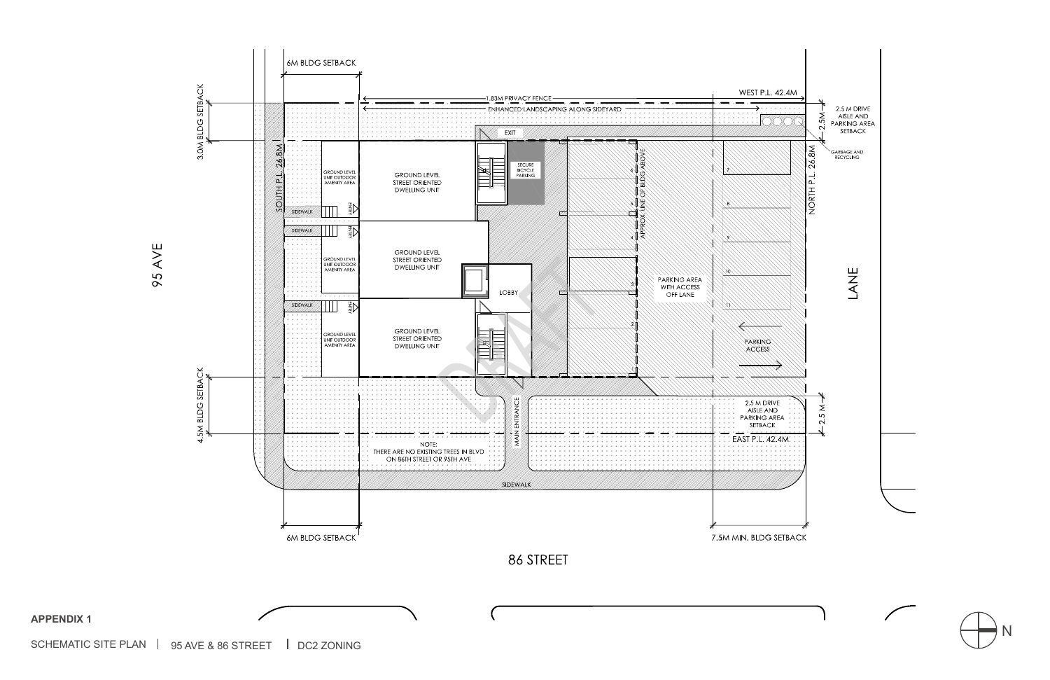6M BLDG SETBACK

3.0M BLDG SETBACK

1.83M PRIVACY FENCE

ENHANCED LANDSCAPING ALONG SIDEYARD

WEST P.L. 42.4M

2.5M

2.5 M DRIVE AISLE AND PARKING AREA SETBACK

GARBAGE AND RECYCLING

EXIT

SOUTH P.L. 26.8M

GROUND LEVEL UNIT OUTDOOR AMENITY AREA

GROUND LEVEL STREET ORIENTED DWELLING UNIT

SECURE BICYCLE PARKING

SIDEWALK

ENTRY

APPROX. LINE OF BLDG ABOVE

NORTH P.L. 26.8M

95 AVE

LOBBY

PARKING AREA WITH ACCESS OFF LANE

LANE

PARKING ACCESS

DRAFT

4.5M BLDG SETBACK

MAIN ENTRANCE

2.5 M DRIVE AISLE AND PARKING AREA SETBACK

EAST P.L. 42.4M

NOTE: THERE ARE NO EXISTING TREES IN BLVD ON 86TH STREET OR 95TH AVE

SIDEWALK

6M BLDG SETBACK

7.5M MIN. BLDG SETBACK

86 STREET

N

**APPENDIX 1**

SCHEMATIC SITE PLAN | 95 AVE & 86 STREET | DC2 ZONING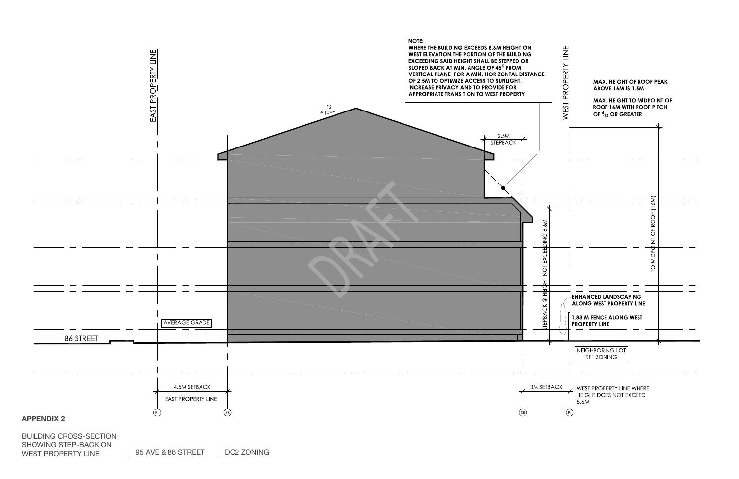NOTE:
WHERE THE BUILDING EXCEEDS 8.6M HEIGHT ON WEST ELEVATION THE PORTION OF THE BUILDING EXCEEDING SAID HEIGHT SHALL BE STEPPED OR SLOPED BACK AT MIN. ANGLE OF 45° FROM VERTICAL PLANE FOR A MIN. HORIZONTAL DISTANCE OF 2.5M TO OPTIMIZE ACCESS TO SUNLIGHT, INCREASE PRIVACY AND TO PROVIDE FOR APPROPRIATE TRANSITION TO WEST PROPERTY

EAST PROPERTY LINE

WEST PROPERTY LINE

MAX. HEIGHT OF ROOF PEAK ABOVE 16M IS 1.5M

MAX. HEIGHT TO MIDPOINT OF ROOF 16M WITH ROOF PITCH OF 4/12 OR GREATER

12

4

2.5M STEPBACK

DRAFT

STEPBACK @ HEIGHT NOT EXCEEDING 8.6M

TO MIDPOINT OF ROOF (16M)

ENHANCED LANDSCAPING ALONG WEST PROPERTY LINE

1.83 M FENCE ALONG WEST PROPERTY LINE

AVERAGE GRADE

86 STREET

NEIGHBORING LOT RF1 ZONING

4.5M SETBACK

EAST PROPERTY LINE

3M SETBACK

WEST PROPERTY LINE WHERE HEIGHT DOES NOT EXCEED 8.6M

PL

SB

SB

PL

**APPENDIX 2**

BUILDING CROSS-SECTION SHOWING STEP-BACK ON WEST PROPERTY LINE | 95 AVE & 86 STREET | DC2 ZONING